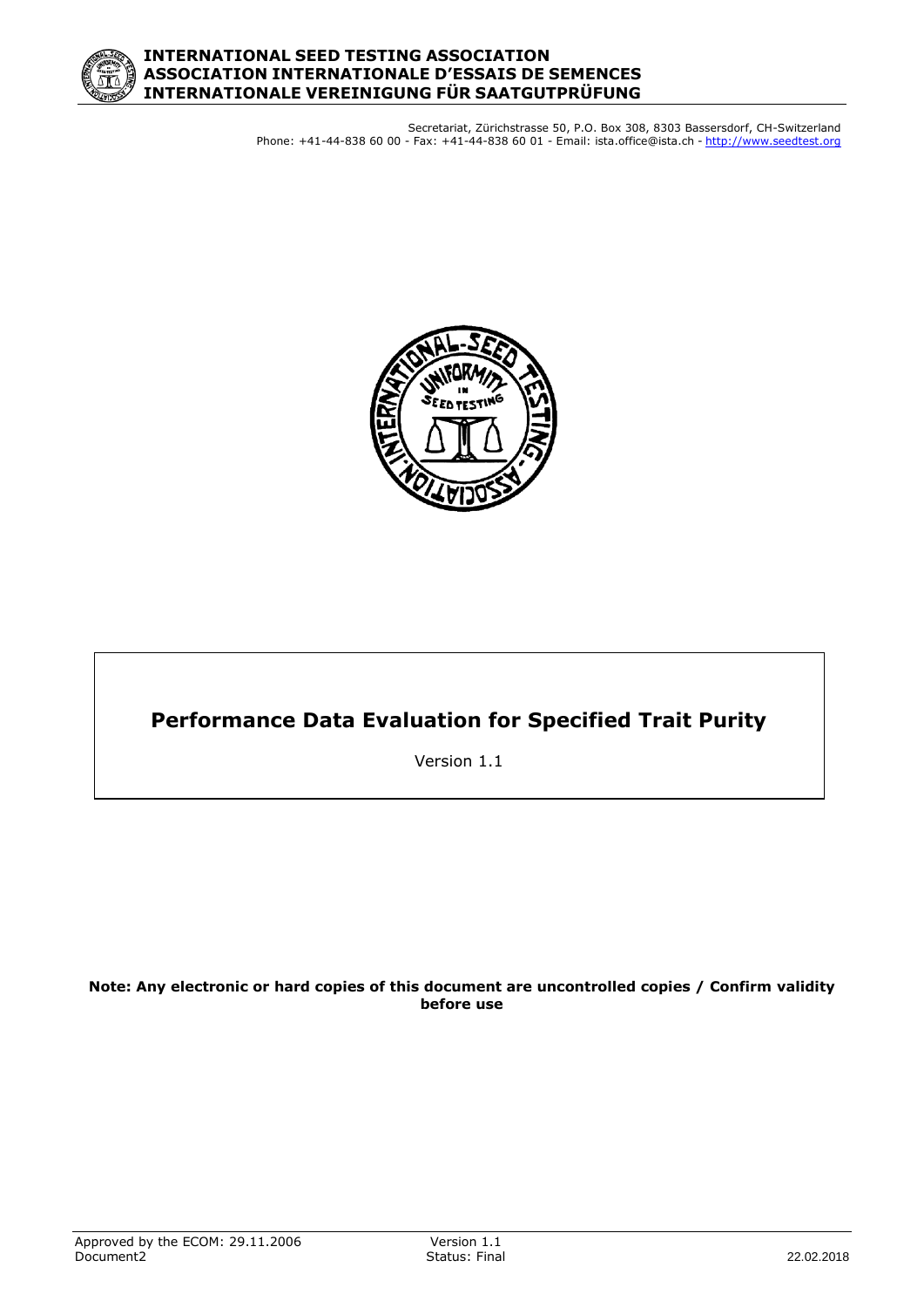**INTERNATIONAL SEED TESTING ASSOCIATION**
**ASSOCIATION INTERNATIONALE D'ESSAIS DE SEMENCES**
**INTERNATIONALE VEREINIGUNG FÜR SAATGUTPRÜFUNG**

Secretariat, Zürichstrasse 50, P.O. Box 308, 8303 Bassersdorf, CH-Switzerland
Phone: +41-44-838 60 00 - Fax: +41-44-838 60 01 - Email: ista.office@ista.ch - http://www.seedtest.org

# Performance Data Evaluation for Specified Trait Purity

Version 1.1

**Note: Any electronic or hard copies of this document are uncontrolled copies / Confirm validity before use**

Approved by the ECOM: 29.11.2006
Document2

Version 1.1
Status: Final

22.02.2018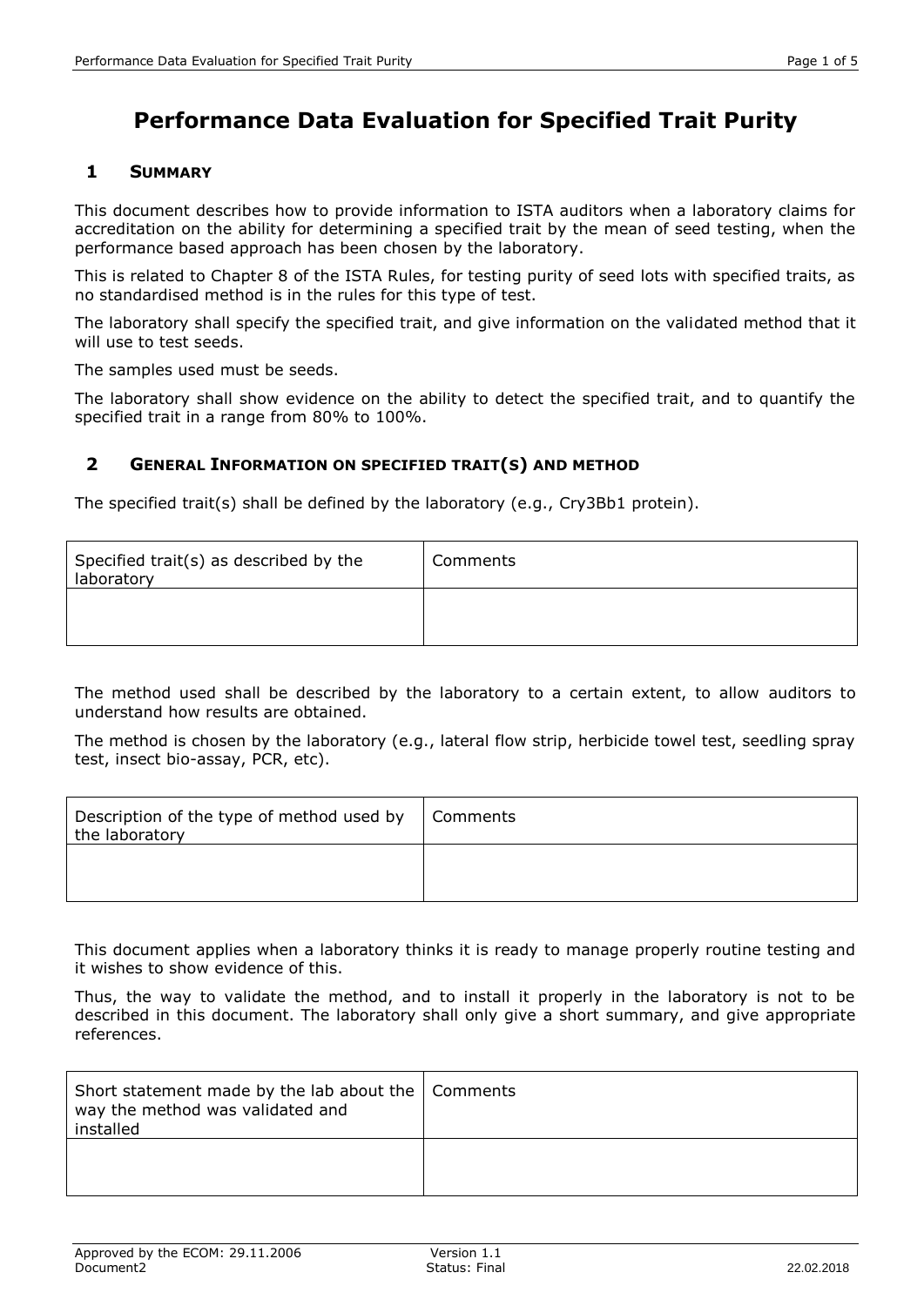# Performance Data Evaluation for Specified Trait Purity

## 1 Summary

This document describes how to provide information to ISTA auditors when a laboratory claims for accreditation on the ability for determining a specified trait by the mean of seed testing, when the performance based approach has been chosen by the laboratory.

This is related to Chapter 8 of the ISTA Rules, for testing purity of seed lots with specified traits, as no standardised method is in the rules for this type of test.

The laboratory shall specify the specified trait, and give information on the validated method that it will use to test seeds.

The samples used must be seeds.

The laboratory shall show evidence on the ability to detect the specified trait, and to quantify the specified trait in a range from 80% to 100%.

## 2 General Information on specified trait(s) and method

The specified trait(s) shall be defined by the laboratory (e.g., Cry3Bb1 protein).

| Specified trait(s) as described by the laboratory | Comments |
|---|---|
| | |

The method used shall be described by the laboratory to a certain extent, to allow auditors to understand how results are obtained.

The method is chosen by the laboratory (e.g., lateral flow strip, herbicide towel test, seedling spray test, insect bio-assay, PCR, etc).

| Description of the type of method used by the laboratory | Comments |
|---|---|
| | |

This document applies when a laboratory thinks it is ready to manage properly routine testing and it wishes to show evidence of this.

Thus, the way to validate the method, and to install it properly in the laboratory is not to be described in this document. The laboratory shall only give a short summary, and give appropriate references.

| Short statement made by the lab about the way the method was validated and installed | Comments |
|---|---|
| | |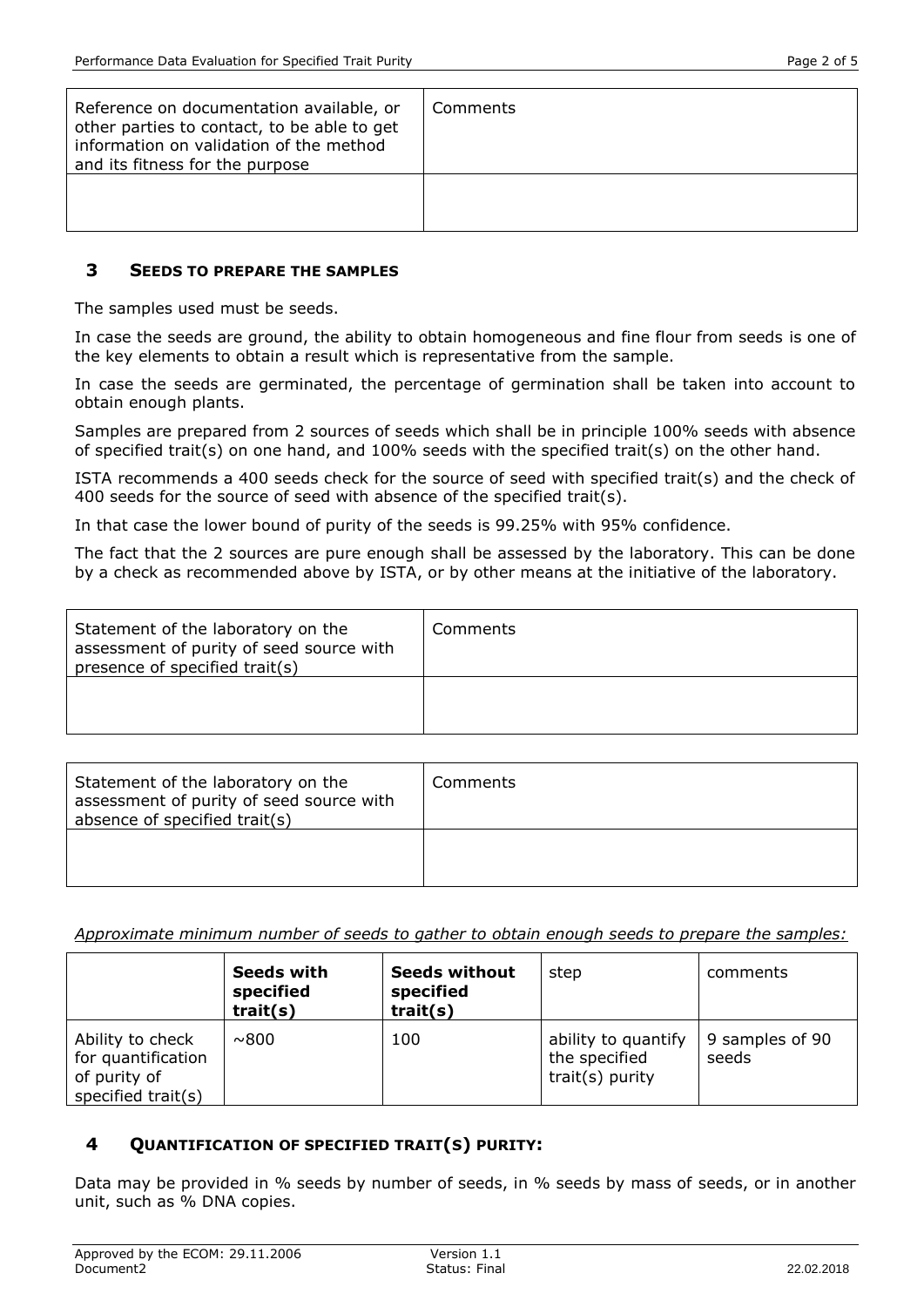| Reference on documentation available, or other parties to contact, to be able to get information on validation of the method and its fitness for the purpose | Comments |
|---|---|
| | |

## 3 SEEDS TO PREPARE THE SAMPLES

The samples used must be seeds.

In case the seeds are ground, the ability to obtain homogeneous and fine flour from seeds is one of the key elements to obtain a result which is representative from the sample.

In case the seeds are germinated, the percentage of germination shall be taken into account to obtain enough plants.

Samples are prepared from 2 sources of seeds which shall be in principle 100% seeds with absence of specified trait(s) on one hand, and 100% seeds with the specified trait(s) on the other hand.

ISTA recommends a 400 seeds check for the source of seed with specified trait(s) and the check of 400 seeds for the source of seed with absence of the specified trait(s).

In that case the lower bound of purity of the seeds is 99.25% with 95% confidence.

The fact that the 2 sources are pure enough shall be assessed by the laboratory. This can be done by a check as recommended above by ISTA, or by other means at the initiative of the laboratory.

| Statement of the laboratory on the assessment of purity of seed source with presence of specified trait(s) | Comments |
|---|---|
| | |

| Statement of the laboratory on the assessment of purity of seed source with absence of specified trait(s) | Comments |
|---|---|
| | |

*Approximate minimum number of seeds to gather to obtain enough seeds to prepare the samples:*

| | **Seeds with specified trait(s)** | **Seeds without specified trait(s)** | step | comments |
|---|---|---|---|---|
| Ability to check for quantification of purity of specified trait(s) | ~800 | 100 | ability to quantify the specified trait(s) purity | 9 samples of 90 seeds |

## 4 QUANTIFICATION OF SPECIFIED TRAIT(S) PURITY:

Data may be provided in % seeds by number of seeds, in % seeds by mass of seeds, or in another unit, such as % DNA copies.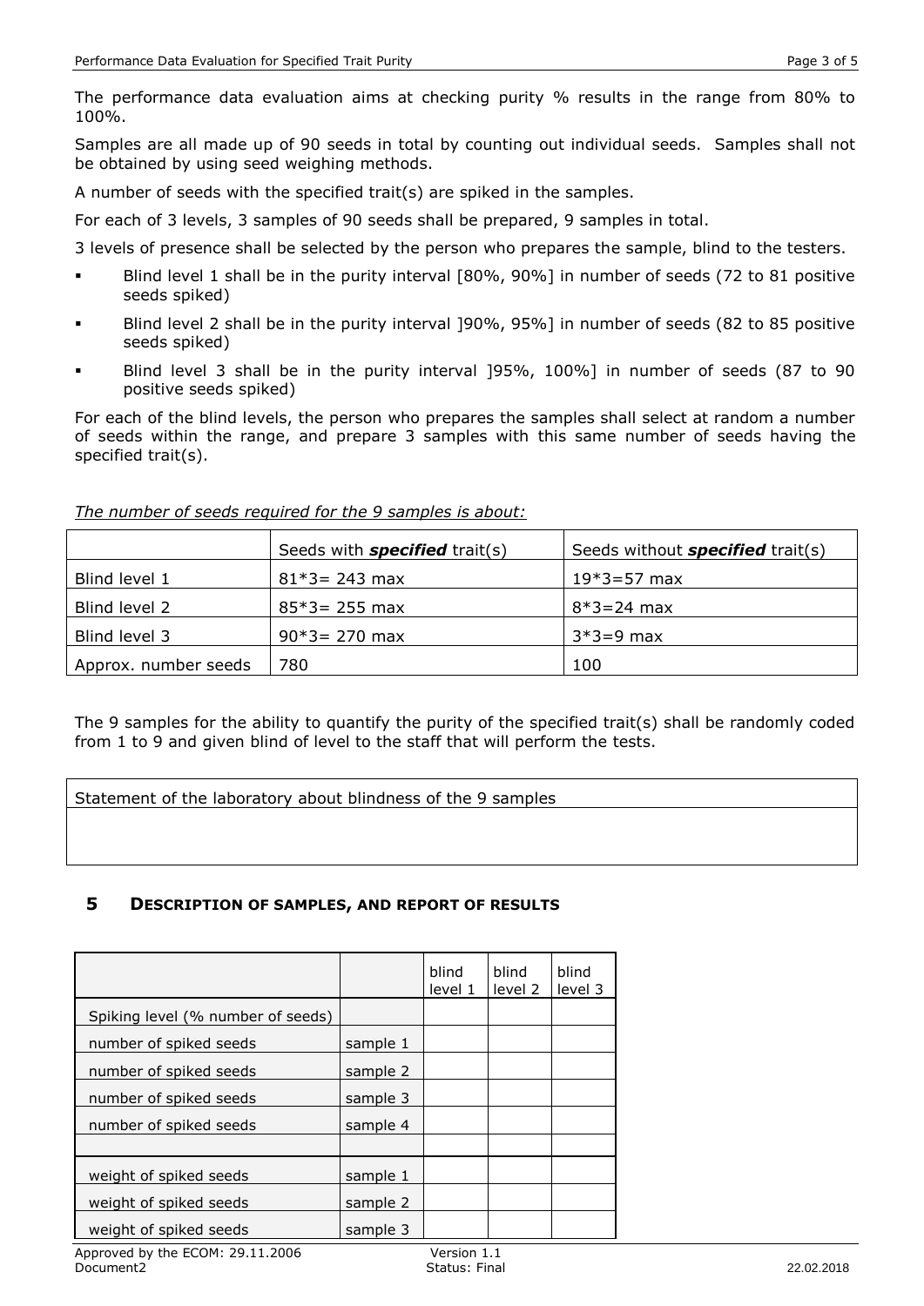The performance data evaluation aims at checking purity % results in the range from 80% to 100%.

Samples are all made up of 90 seeds in total by counting out individual seeds. Samples shall not be obtained by using seed weighing methods.

A number of seeds with the specified trait(s) are spiked in the samples.

For each of 3 levels, 3 samples of 90 seeds shall be prepared, 9 samples in total.

3 levels of presence shall be selected by the person who prepares the sample, blind to the testers.

- Blind level 1 shall be in the purity interval [80%, 90%] in number of seeds (72 to 81 positive seeds spiked)
- Blind level 2 shall be in the purity interval ]90%, 95%] in number of seeds (82 to 85 positive seeds spiked)
- Blind level 3 shall be in the purity interval ]95%, 100%] in number of seeds (87 to 90 positive seeds spiked)

For each of the blind levels, the person who prepares the samples shall select at random a number of seeds within the range, and prepare 3 samples with this same number of seeds having the specified trait(s).

*The number of seeds required for the 9 samples is about:*

| | Seeds with ***specified*** trait(s) | Seeds without ***specified*** trait(s) |
|---|---|---|
| Blind level 1 | 81*3= 243 max | 19*3=57 max |
| Blind level 2 | 85*3= 255 max | 8*3=24 max |
| Blind level 3 | 90*3= 270 max | 3*3=9 max |
| Approx. number seeds | 780 | 100 |

The 9 samples for the ability to quantify the purity of the specified trait(s) shall be randomly coded from 1 to 9 and given blind of level to the staff that will perform the tests.

| Statement of the laboratory about blindness of the 9 samples |
|---|
| |

## 5 DESCRIPTION OF SAMPLES, AND REPORT OF RESULTS

| | | blind level 1 | blind level 2 | blind level 3 |
|---|---|---|---|---|
| Spiking level (% number of seeds) | | | | |
| number of spiked seeds | sample 1 | | | |
| number of spiked seeds | sample 2 | | | |
| number of spiked seeds | sample 3 | | | |
| number of spiked seeds | sample 4 | | | |
| | | | | |
| weight of spiked seeds | sample 1 | | | |
| weight of spiked seeds | sample 2 | | | |
| weight of spiked seeds | sample 3 | | | |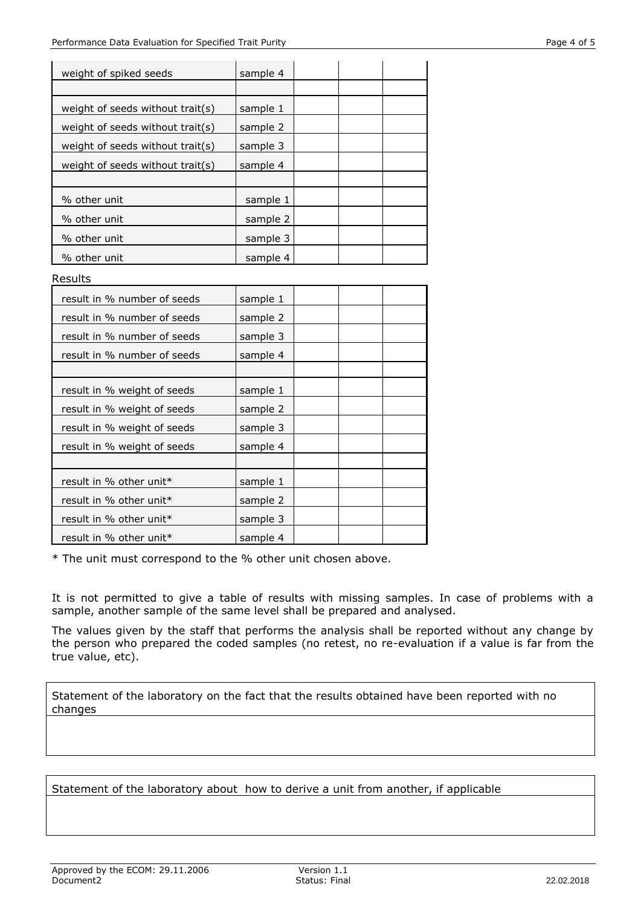| | | | | |
|---|---|---|---|---|
| weight of spiked seeds | sample 4 | | | |
| | | | | |
| weight of seeds without trait(s) | sample 1 | | | |
| weight of seeds without trait(s) | sample 2 | | | |
| weight of seeds without trait(s) | sample 3 | | | |
| weight of seeds without trait(s) | sample 4 | | | |
| | | | | |
| % other unit | sample 1 | | | |
| % other unit | sample 2 | | | |
| % other unit | sample 3 | | | |
| % other unit | sample 4 | | | |

Results

| | | | | |
|---|---|---|---|---|
| result in % number of seeds | sample 1 | | | |
| result in % number of seeds | sample 2 | | | |
| result in % number of seeds | sample 3 | | | |
| result in % number of seeds | sample 4 | | | |
| | | | | |
| result in % weight of seeds | sample 1 | | | |
| result in % weight of seeds | sample 2 | | | |
| result in % weight of seeds | sample 3 | | | |
| result in % weight of seeds | sample 4 | | | |
| | | | | |
| result in % other unit* | sample 1 | | | |
| result in % other unit* | sample 2 | | | |
| result in % other unit* | sample 3 | | | |
| result in % other unit* | sample 4 | | | |

* The unit must correspond to the % other unit chosen above.

It is not permitted to give a table of results with missing samples. In case of problems with a sample, another sample of the same level shall be prepared and analysed.

The values given by the staff that performs the analysis shall be reported without any change by the person who prepared the coded samples (no retest, no re-evaluation if a value is far from the true value, etc).

| Statement of the laboratory on the fact that the results obtained have been reported with no changes |
|---|
| |

| Statement of the laboratory about how to derive a unit from another, if applicable |
|---|
| |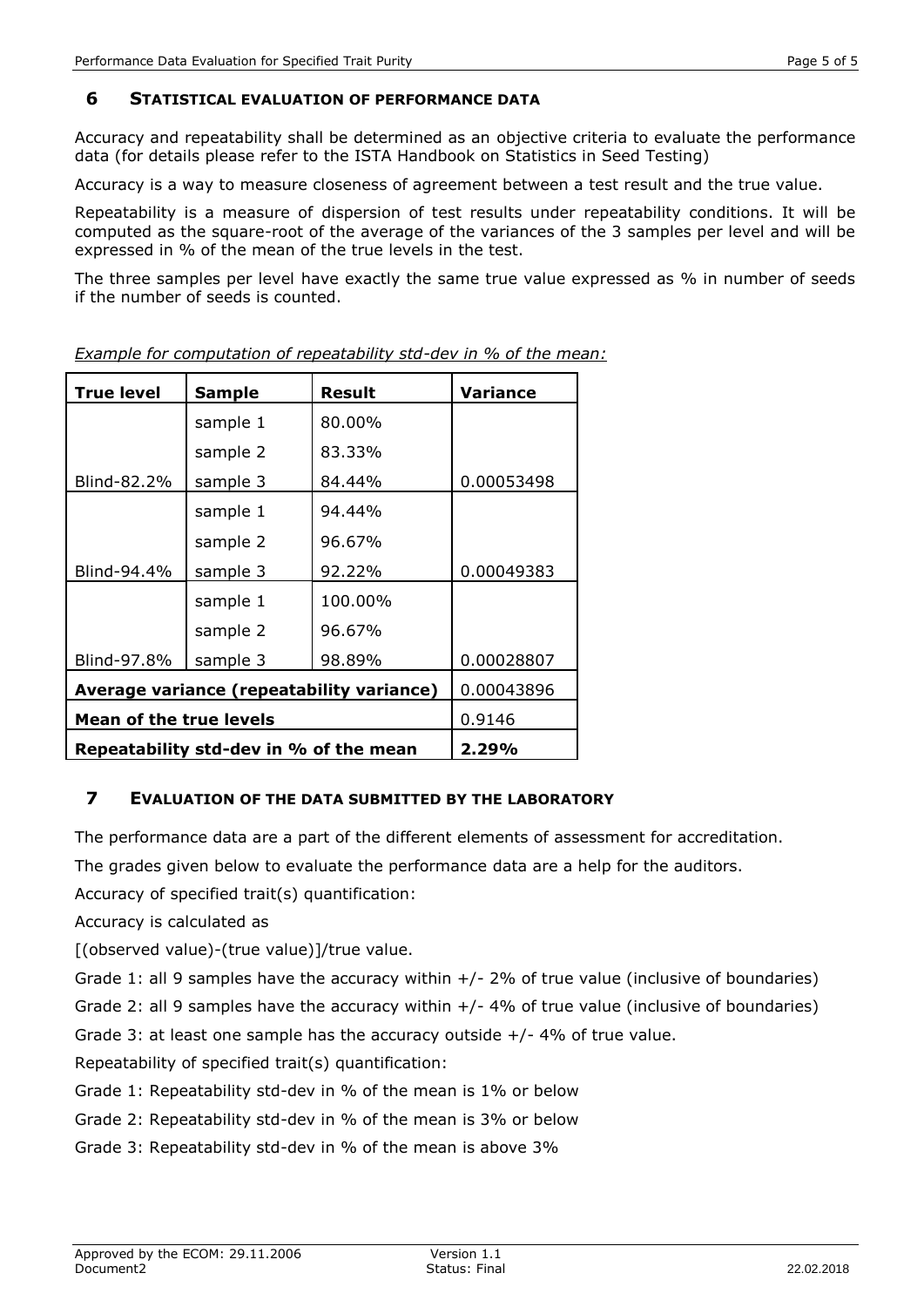## 6 STATISTICAL EVALUATION OF PERFORMANCE DATA

Accuracy and repeatability shall be determined as an objective criteria to evaluate the performance data (for details please refer to the ISTA Handbook on Statistics in Seed Testing)

Accuracy is a way to measure closeness of agreement between a test result and the true value.

Repeatability is a measure of dispersion of test results under repeatability conditions. It will be computed as the square-root of the average of the variances of the 3 samples per level and will be expressed in % of the mean of the true levels in the test.

The three samples per level have exactly the same true value expressed as % in number of seeds if the number of seeds is counted.

*Example for computation of repeatability std-dev in % of the mean:*

| True level | Sample | Result | Variance |
|---|---|---|---|
| | sample 1 | 80.00% | |
| | sample 2 | 83.33% | |
| Blind-82.2% | sample 3 | 84.44% | 0.00053498 |
| | sample 1 | 94.44% | |
| | sample 2 | 96.67% | |
| Blind-94.4% | sample 3 | 92.22% | 0.00049383 |
| | sample 1 | 100.00% | |
| | sample 2 | 96.67% | |
| Blind-97.8% | sample 3 | 98.89% | 0.00028807 |
| **Average variance (repeatability variance)** | | | 0.00043896 |
| **Mean of the true levels** | | | 0.9146 |
| **Repeatability std-dev in % of the mean** | | | **2.29%** |

## 7 EVALUATION OF THE DATA SUBMITTED BY THE LABORATORY

The performance data are a part of the different elements of assessment for accreditation.

The grades given below to evaluate the performance data are a help for the auditors.

Accuracy of specified trait(s) quantification:

Accuracy is calculated as

[(observed value)-(true value)]/true value.

Grade 1: all 9 samples have the accuracy within +/- 2% of true value (inclusive of boundaries)

Grade 2: all 9 samples have the accuracy within +/- 4% of true value (inclusive of boundaries)

Grade 3: at least one sample has the accuracy outside +/- 4% of true value.

Repeatability of specified trait(s) quantification:

Grade 1: Repeatability std-dev in % of the mean is 1% or below

Grade 2: Repeatability std-dev in % of the mean is 3% or below

Grade 3: Repeatability std-dev in % of the mean is above 3%